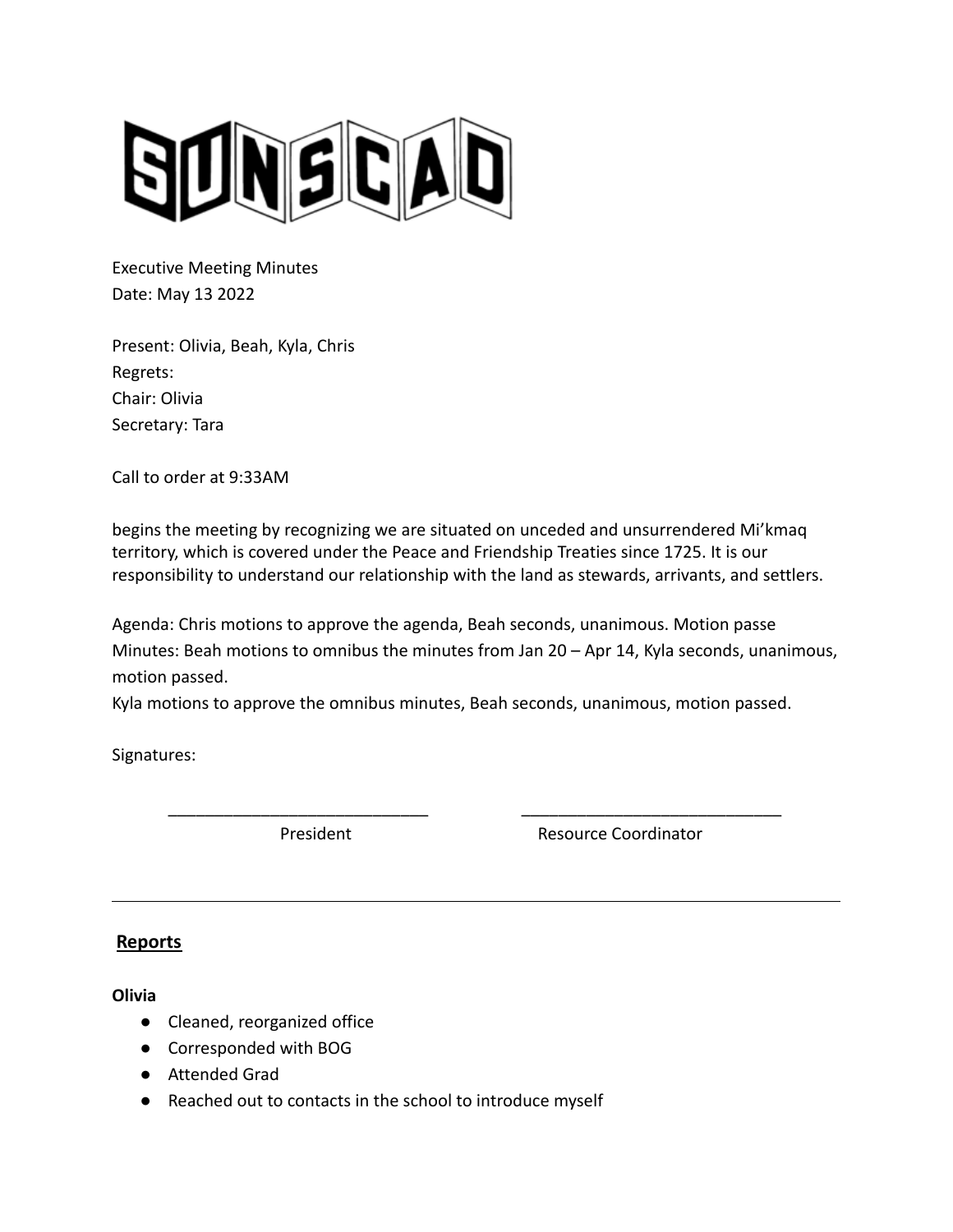SUNSCAD

Executive Meeting Minutes
Date: May 13 2022

Present: Olivia, Beah, Kyla, Chris
Regrets:
Chair: Olivia
Secretary: Tara

Call to order at 9:33AM

begins the meeting by recognizing we are situated on unceded and unsurrendered Mi'kmaq territory, which is covered under the Peace and Friendship Treaties since 1725. It is our responsibility to understand our relationship with the land as stewards, arrivants, and settlers.

Agenda: Chris motions to approve the agenda, Beah seconds, unanimous. Motion passe
Minutes: Beah motions to omnibus the minutes from Jan 20 – Apr 14, Kyla seconds, unanimous, motion passed.
Kyla motions to approve the omnibus minutes, Beah seconds, unanimous, motion passed.

Signatures:

| | |
|---|---|
| ____________________________ | ____________________________ |
| President | Resource Coordinator |

---

## Reports

**Olivia**

- Cleaned, reorganized office
- Corresponded with BOG
- Attended Grad
- Reached out to contacts in the school to introduce myself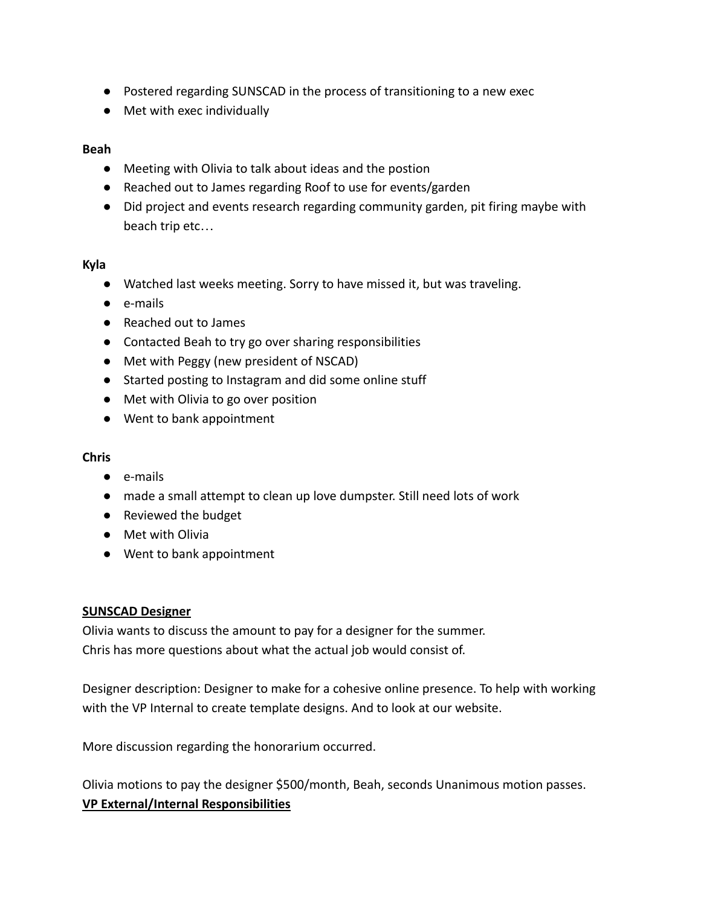- Postered regarding SUNSCAD in the process of transitioning to a new exec
- Met with exec individually

**Beah**

- Meeting with Olivia to talk about ideas and the postion
- Reached out to James regarding Roof to use for events/garden
- Did project and events research regarding community garden, pit firing maybe with beach trip etc…

**Kyla**

- Watched last weeks meeting. Sorry to have missed it, but was traveling.
- e-mails
- Reached out to James
- Contacted Beah to try go over sharing responsibilities
- Met with Peggy (new president of NSCAD)
- Started posting to Instagram and did some online stuff
- Met with Olivia to go over position
- Went to bank appointment

**Chris**

- e-mails
- made a small attempt to clean up love dumpster. Still need lots of work
- Reviewed the budget
- Met with Olivia
- Went to bank appointment

**SUNSCAD Designer**

Olivia wants to discuss the amount to pay for a designer for the summer.
Chris has more questions about what the actual job would consist of.

Designer description: Designer to make for a cohesive online presence. To help with working with the VP Internal to create template designs. And to look at our website.

More discussion regarding the honorarium occurred.

Olivia motions to pay the designer $500/month, Beah, seconds Unanimous motion passes.

**VP External/Internal Responsibilities**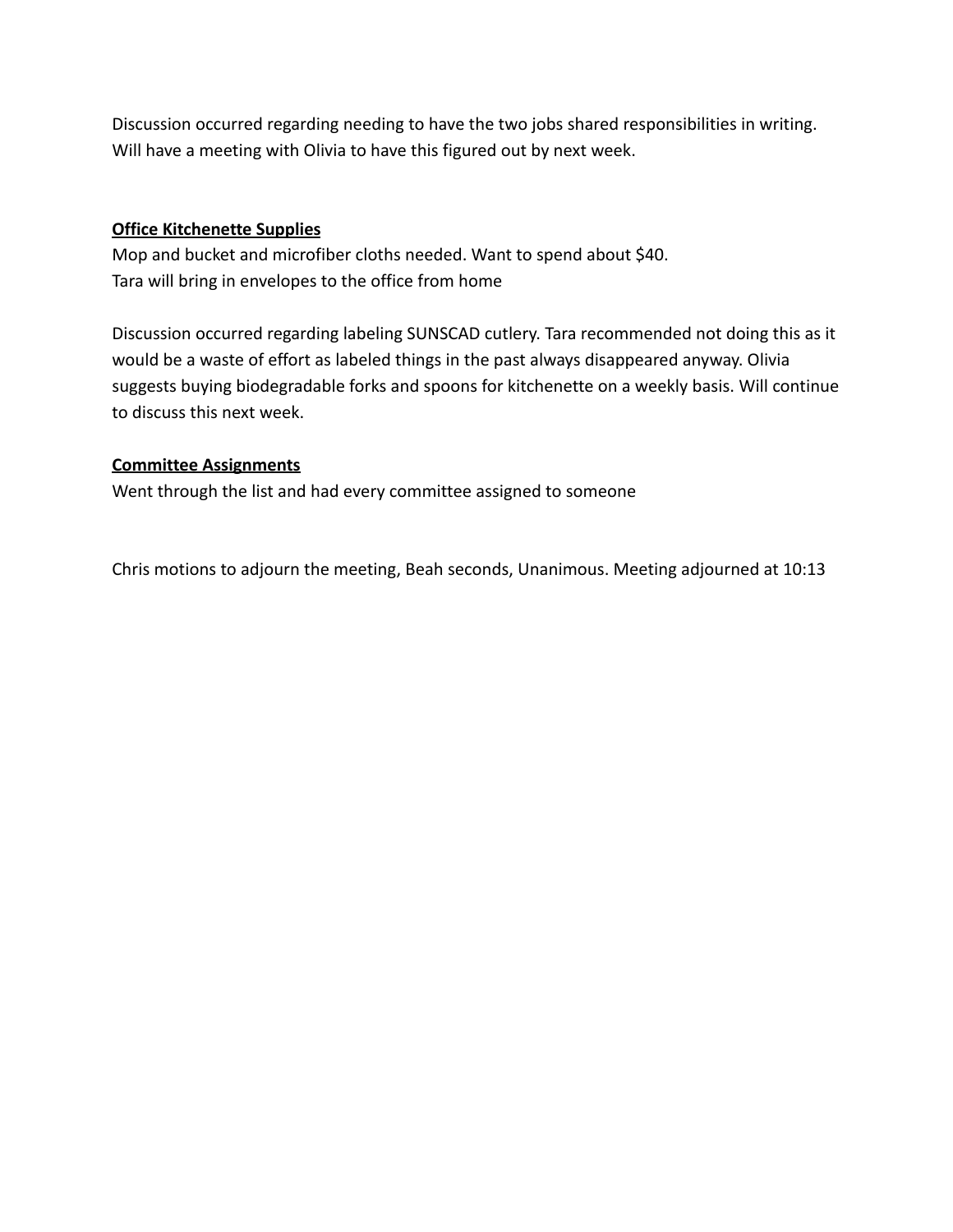Discussion occurred regarding needing to have the two jobs shared responsibilities in writing. Will have a meeting with Olivia to have this figured out by next week.

**Office Kitchenette Supplies**

Mop and bucket and microfiber cloths needed. Want to spend about $40.
Tara will bring in envelopes to the office from home

Discussion occurred regarding labeling SUNSCAD cutlery. Tara recommended not doing this as it would be a waste of effort as labeled things in the past always disappeared anyway. Olivia suggests buying biodegradable forks and spoons for kitchenette on a weekly basis. Will continue to discuss this next week.

**Committee Assignments**

Went through the list and had every committee assigned to someone

Chris motions to adjourn the meeting, Beah seconds, Unanimous. Meeting adjourned at 10:13